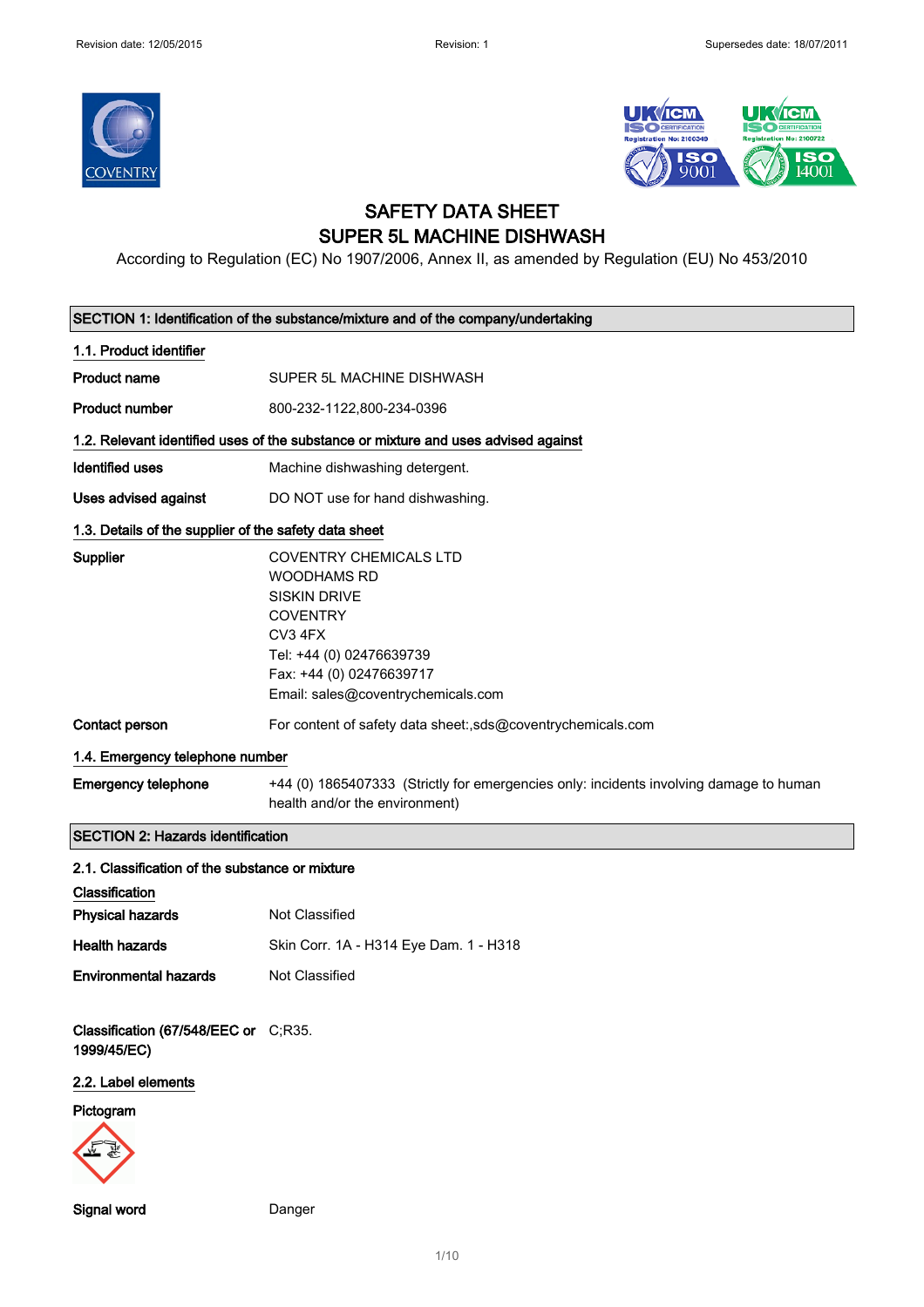Revision date: 12/05/2015 Revision: 1 Supersedes date: 18/07/2011

# SAFETY DATA SHEET
# SUPER 5L MACHINE DISHWASH

According to Regulation (EC) No 1907/2006, Annex II, as amended by Regulation (EU) No 453/2010

## SECTION 1: Identification of the substance/mixture and of the company/undertaking

### 1.1. Product identifier

**Product name** SUPER 5L MACHINE DISHWASH

**Product number** 800-232-1122,800-234-0396

### 1.2. Relevant identified uses of the substance or mixture and uses advised against

**Identified uses** Machine dishwashing detergent.

**Uses advised against** DO NOT use for hand dishwashing.

### 1.3. Details of the supplier of the safety data sheet

**Supplier**
COVENTRY CHEMICALS LTD
WOODHAMS RD
SISKIN DRIVE
COVENTRY
CV3 4FX
Tel: +44 (0) 02476639739
Fax: +44 (0) 02476639717
Email: sales@coventrychemicals.com

**Contact person** For content of safety data sheet:,sds@coventrychemicals.com

### 1.4. Emergency telephone number

**Emergency telephone** +44 (0) 1865407333 (Strictly for emergencies only: incidents involving damage to human health and/or the environment)

## SECTION 2: Hazards identification

### 2.1. Classification of the substance or mixture

**Classification**

**Physical hazards** Not Classified

**Health hazards** Skin Corr. 1A - H314 Eye Dam. 1 - H318

**Environmental hazards** Not Classified

**Classification (67/548/EEC or 1999/45/EC)** C;R35.

### 2.2. Label elements

**Pictogram**

**Signal word** Danger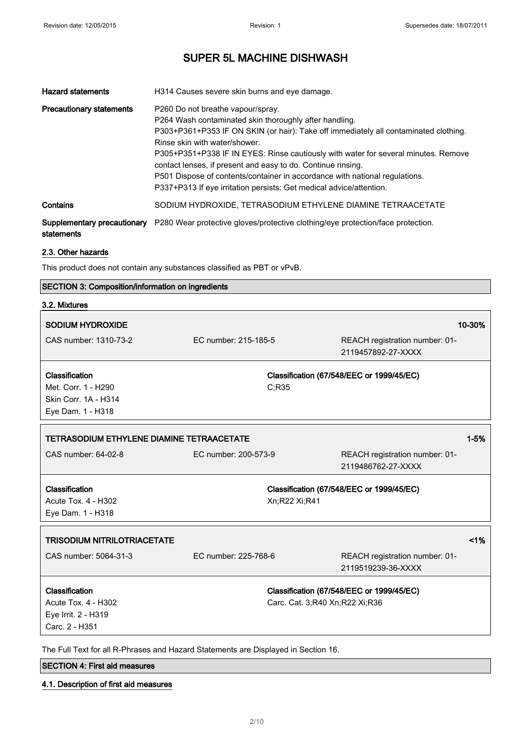| | |
|---|---|
| **Hazard statements** | H314 Causes severe skin burns and eye damage. |
| **Precautionary statements** | P260 Do not breathe vapour/spray.<br>P264 Wash contaminated skin thoroughly after handling.<br>P303+P361+P353 IF ON SKIN (or hair): Take off immediately all contaminated clothing. Rinse skin with water/shower.<br>P305+P351+P338 IF IN EYES: Rinse cautiously with water for several minutes. Remove contact lenses, if present and easy to do. Continue rinsing.<br>P501 Dispose of contents/container in accordance with national regulations.<br>P337+P313 If eye irritation persists: Get medical advice/attention. |
| **Contains** | SODIUM HYDROXIDE, TETRASODIUM ETHYLENE DIAMINE TETRAACETATE |
| **Supplementary precautionary statements** | P280 Wear protective gloves/protective clothing/eye protection/face protection. |

### 2.3. Other hazards

This product does not contain any substances classified as PBT or vPvB.

## SECTION 3: Composition/information on ingredients

### 3.2. Mixtures

**SODIUM HYDROXIDE** — 10-30%

CAS number: 1310-73-2 | EC number: 215-185-5 | REACH registration number: 01-2119457892-27-XXXX

**Classification**
Met. Corr. 1 - H290
Skin Corr. 1A - H314
Eye Dam. 1 - H318

**Classification (67/548/EEC or 1999/45/EC)**
C;R35

**TETRASODIUM ETHYLENE DIAMINE TETRAACETATE** — 1-5%

CAS number: 64-02-8 | EC number: 200-573-9 | REACH registration number: 01-2119486762-27-XXXX

**Classification**
Acute Tox. 4 - H302
Eye Dam. 1 - H318

**Classification (67/548/EEC or 1999/45/EC)**
Xn;R22 Xi;R41

**TRISODIUM NITRILOTRIACETATE** — <1%

CAS number: 5064-31-3 | EC number: 225-768-6 | REACH registration number: 01-2119519239-36-XXXX

**Classification**
Acute Tox. 4 - H302
Eye Irrit. 2 - H319
Carc. 2 - H351

**Classification (67/548/EEC or 1999/45/EC)**
Carc. Cat. 3;R40 Xn;R22 Xi;R36

The Full Text for all R-Phrases and Hazard Statements are Displayed in Section 16.

## SECTION 4: First aid measures

### 4.1. Description of first aid measures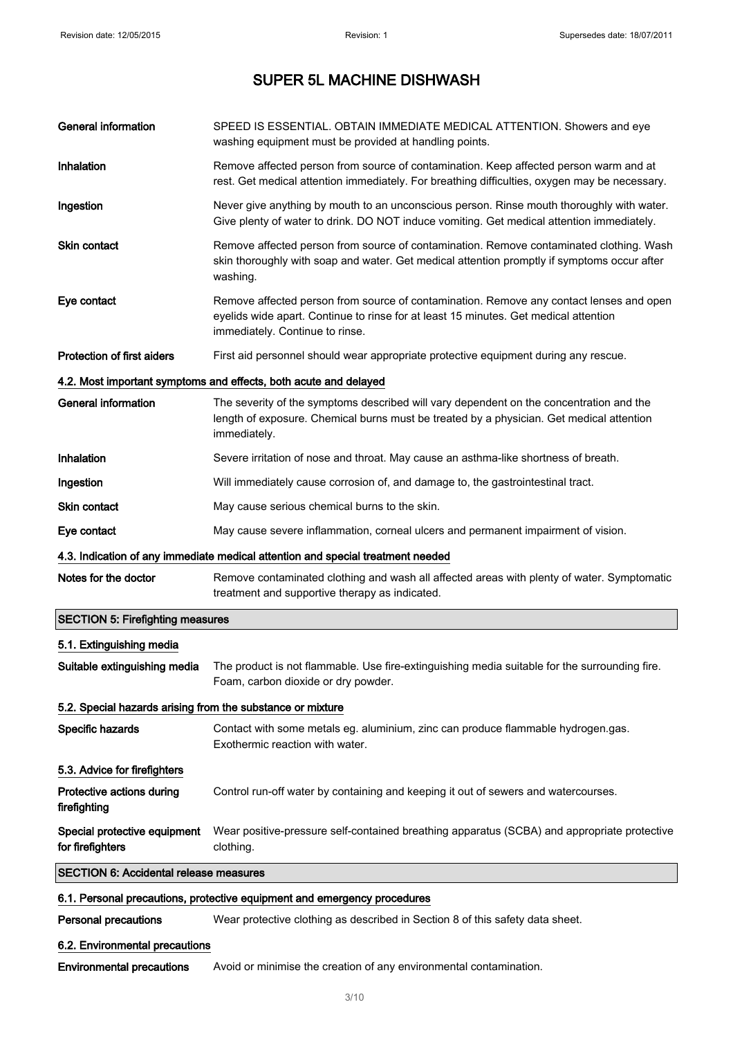| | |
|---|---|
| **General information** | SPEED IS ESSENTIAL. OBTAIN IMMEDIATE MEDICAL ATTENTION. Showers and eye washing equipment must be provided at handling points. |
| **Inhalation** | Remove affected person from source of contamination. Keep affected person warm and at rest. Get medical attention immediately. For breathing difficulties, oxygen may be necessary. |
| **Ingestion** | Never give anything by mouth to an unconscious person. Rinse mouth thoroughly with water. Give plenty of water to drink. DO NOT induce vomiting. Get medical attention immediately. |
| **Skin contact** | Remove affected person from source of contamination. Remove contaminated clothing. Wash skin thoroughly with soap and water. Get medical attention promptly if symptoms occur after washing. |
| **Eye contact** | Remove affected person from source of contamination. Remove any contact lenses and open eyelids wide apart. Continue to rinse for at least 15 minutes. Get medical attention immediately. Continue to rinse. |
| **Protection of first aiders** | First aid personnel should wear appropriate protective equipment during any rescue. |

### 4.2. Most important symptoms and effects, both acute and delayed

| | |
|---|---|
| **General information** | The severity of the symptoms described will vary dependent on the concentration and the length of exposure. Chemical burns must be treated by a physician. Get medical attention immediately. |
| **Inhalation** | Severe irritation of nose and throat. May cause an asthma-like shortness of breath. |
| **Ingestion** | Will immediately cause corrosion of, and damage to, the gastrointestinal tract. |
| **Skin contact** | May cause serious chemical burns to the skin. |
| **Eye contact** | May cause severe inflammation, corneal ulcers and permanent impairment of vision. |

### 4.3. Indication of any immediate medical attention and special treatment needed

| | |
|---|---|
| **Notes for the doctor** | Remove contaminated clothing and wash all affected areas with plenty of water. Symptomatic treatment and supportive therapy as indicated. |

## SECTION 5: Firefighting measures

### 5.1. Extinguishing media

| | |
|---|---|
| **Suitable extinguishing media** | The product is not flammable. Use fire-extinguishing media suitable for the surrounding fire. Foam, carbon dioxide or dry powder. |

### 5.2. Special hazards arising from the substance or mixture

| | |
|---|---|
| **Specific hazards** | Contact with some metals eg. aluminium, zinc can produce flammable hydrogen.gas. Exothermic reaction with water. |

### 5.3. Advice for firefighters

| | |
|---|---|
| **Protective actions during firefighting** | Control run-off water by containing and keeping it out of sewers and watercourses. |
| **Special protective equipment for firefighters** | Wear positive-pressure self-contained breathing apparatus (SCBA) and appropriate protective clothing. |

## SECTION 6: Accidental release measures

### 6.1. Personal precautions, protective equipment and emergency procedures

| | |
|---|---|
| **Personal precautions** | Wear protective clothing as described in Section 8 of this safety data sheet. |

### 6.2. Environmental precautions

| | |
|---|---|
| **Environmental precautions** | Avoid or minimise the creation of any environmental contamination. |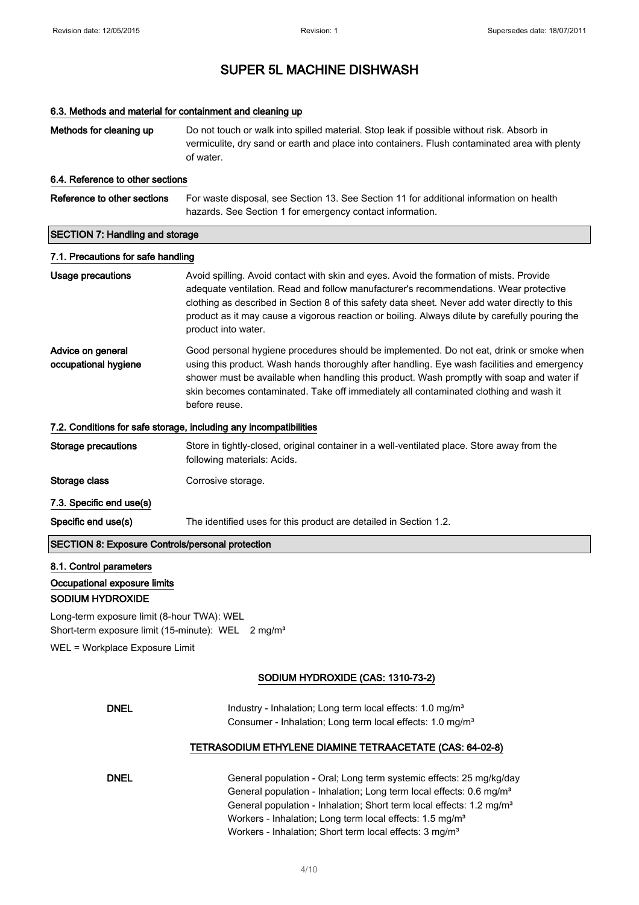# SUPER 5L MACHINE DISHWASH

### 6.3. Methods and material for containment and cleaning up

**Methods for cleaning up** Do not touch or walk into spilled material. Stop leak if possible without risk. Absorb in vermiculite, dry sand or earth and place into containers. Flush contaminated area with plenty of water.

### 6.4. Reference to other sections

**Reference to other sections** For waste disposal, see Section 13. See Section 11 for additional information on health hazards. See Section 1 for emergency contact information.

## SECTION 7: Handling and storage

### 7.1. Precautions for safe handling

**Usage precautions** Avoid spilling. Avoid contact with skin and eyes. Avoid the formation of mists. Provide adequate ventilation. Read and follow manufacturer's recommendations. Wear protective clothing as described in Section 8 of this safety data sheet. Never add water directly to this product as it may cause a vigorous reaction or boiling. Always dilute by carefully pouring the product into water.

**Advice on general occupational hygiene** Good personal hygiene procedures should be implemented. Do not eat, drink or smoke when using this product. Wash hands thoroughly after handling. Eye wash facilities and emergency shower must be available when handling this product. Wash promptly with soap and water if skin becomes contaminated. Take off immediately all contaminated clothing and wash it before reuse.

### 7.2. Conditions for safe storage, including any incompatibilities

**Storage precautions** Store in tightly-closed, original container in a well-ventilated place. Store away from the following materials: Acids.

**Storage class** Corrosive storage.

### 7.3. Specific end use(s)

**Specific end use(s)** The identified uses for this product are detailed in Section 1.2.

## SECTION 8: Exposure Controls/personal protection

### 8.1. Control parameters

**Occupational exposure limits**

**SODIUM HYDROXIDE**

Long-term exposure limit (8-hour TWA): WEL
Short-term exposure limit (15-minute): WEL 2 mg/m³

WEL = Workplace Exposure Limit

**SODIUM HYDROXIDE (CAS: 1310-73-2)**

**DNEL** Industry - Inhalation; Long term local effects: 1.0 mg/m³
Consumer - Inhalation; Long term local effects: 1.0 mg/m³

**TETRASODIUM ETHYLENE DIAMINE TETRAACETATE (CAS: 64-02-8)**

**DNEL** General population - Oral; Long term systemic effects: 25 mg/kg/day
General population - Inhalation; Long term local effects: 0.6 mg/m³
General population - Inhalation; Short term local effects: 1.2 mg/m³
Workers - Inhalation; Long term local effects: 1.5 mg/m³
Workers - Inhalation; Short term local effects: 3 mg/m³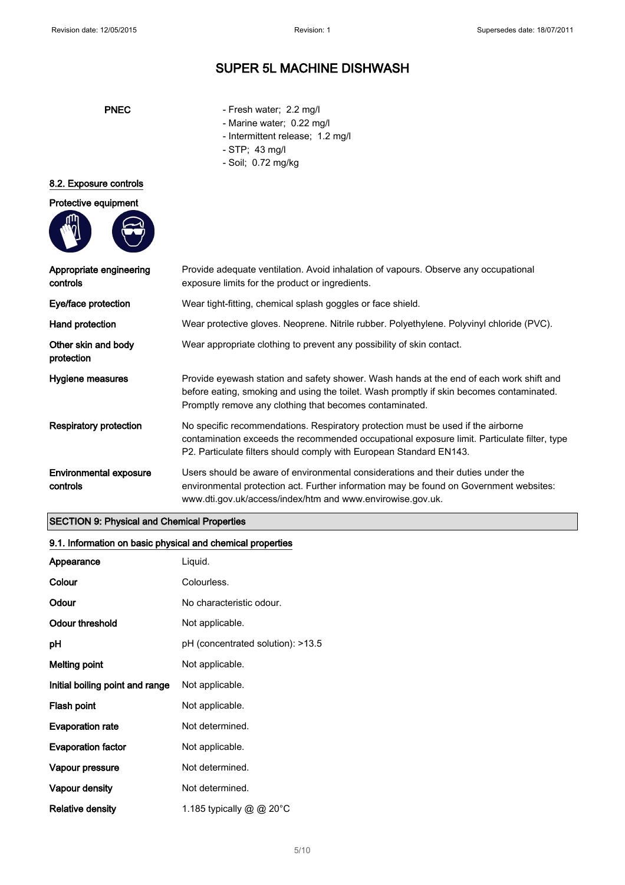# SUPER 5L MACHINE DISHWASH

| | |
|---|---|
| PNEC | - Fresh water; 2.2 mg/l<br>- Marine water; 0.22 mg/l<br>- Intermittent release; 1.2 mg/l<br>- STP; 43 mg/l<br>- Soil; 0.72 mg/kg |

### 8.2. Exposure controls

**Protective equipment**

| | |
|---|---|
| **Appropriate engineering controls** | Provide adequate ventilation. Avoid inhalation of vapours. Observe any occupational exposure limits for the product or ingredients. |
| **Eye/face protection** | Wear tight-fitting, chemical splash goggles or face shield. |
| **Hand protection** | Wear protective gloves. Neoprene. Nitrile rubber. Polyethylene. Polyvinyl chloride (PVC). |
| **Other skin and body protection** | Wear appropriate clothing to prevent any possibility of skin contact. |
| **Hygiene measures** | Provide eyewash station and safety shower. Wash hands at the end of each work shift and before eating, smoking and using the toilet. Wash promptly if skin becomes contaminated. Promptly remove any clothing that becomes contaminated. |
| **Respiratory protection** | No specific recommendations. Respiratory protection must be used if the airborne contamination exceeds the recommended occupational exposure limit. Particulate filter, type P2. Particulate filters should comply with European Standard EN143. |
| **Environmental exposure controls** | Users should be aware of environmental considerations and their duties under the environmental protection act. Further information may be found on Government websites: www.dti.gov.uk/access/index/htm and www.envirowise.gov.uk. |

## SECTION 9: Physical and Chemical Properties

### 9.1. Information on basic physical and chemical properties

| | |
|---|---|
| **Appearance** | Liquid. |
| **Colour** | Colourless. |
| **Odour** | No characteristic odour. |
| **Odour threshold** | Not applicable. |
| **pH** | pH (concentrated solution): >13.5 |
| **Melting point** | Not applicable. |
| **Initial boiling point and range** | Not applicable. |
| **Flash point** | Not applicable. |
| **Evaporation rate** | Not determined. |
| **Evaporation factor** | Not applicable. |
| **Vapour pressure** | Not determined. |
| **Vapour density** | Not determined. |
| **Relative density** | 1.185 typically @ @ 20°C |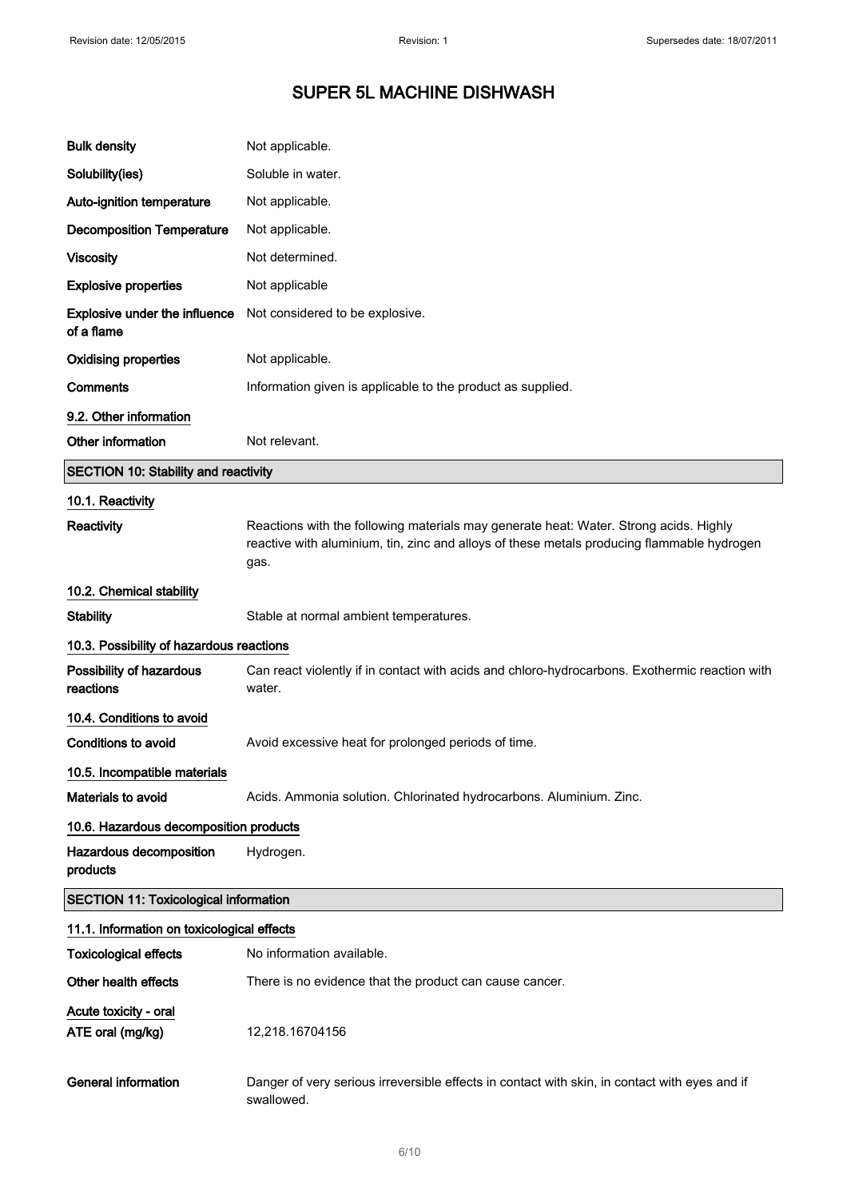| | |
|---|---|
| **Bulk density** | Not applicable. |
| **Solubility(ies)** | Soluble in water. |
| **Auto-ignition temperature** | Not applicable. |
| **Decomposition Temperature** | Not applicable. |
| **Viscosity** | Not determined. |
| **Explosive properties** | Not applicable |
| **Explosive under the influence of a flame** | Not considered to be explosive. |
| **Oxidising properties** | Not applicable. |
| **Comments** | Information given is applicable to the product as supplied. |

### 9.2. Other information

| | |
|---|---|
| **Other information** | Not relevant. |

## SECTION 10: Stability and reactivity

### 10.1. Reactivity

| | |
|---|---|
| **Reactivity** | Reactions with the following materials may generate heat: Water. Strong acids. Highly reactive with aluminium, tin, zinc and alloys of these metals producing flammable hydrogen gas. |

### 10.2. Chemical stability

| | |
|---|---|
| **Stability** | Stable at normal ambient temperatures. |

### 10.3. Possibility of hazardous reactions

| | |
|---|---|
| **Possibility of hazardous reactions** | Can react violently if in contact with acids and chloro-hydrocarbons. Exothermic reaction with water. |

### 10.4. Conditions to avoid

| | |
|---|---|
| **Conditions to avoid** | Avoid excessive heat for prolonged periods of time. |

### 10.5. Incompatible materials

| | |
|---|---|
| **Materials to avoid** | Acids. Ammonia solution. Chlorinated hydrocarbons. Aluminium. Zinc. |

### 10.6. Hazardous decomposition products

| | |
|---|---|
| **Hazardous decomposition products** | Hydrogen. |

## SECTION 11: Toxicological information

### 11.1. Information on toxicological effects

| | |
|---|---|
| **Toxicological effects** | No information available. |
| **Other health effects** | There is no evidence that the product can cause cancer. |

**Acute toxicity - oral**

| | |
|---|---|
| **ATE oral (mg/kg)** | 12,218.16704156 |

| | |
|---|---|
| **General information** | Danger of very serious irreversible effects in contact with skin, in contact with eyes and if swallowed. |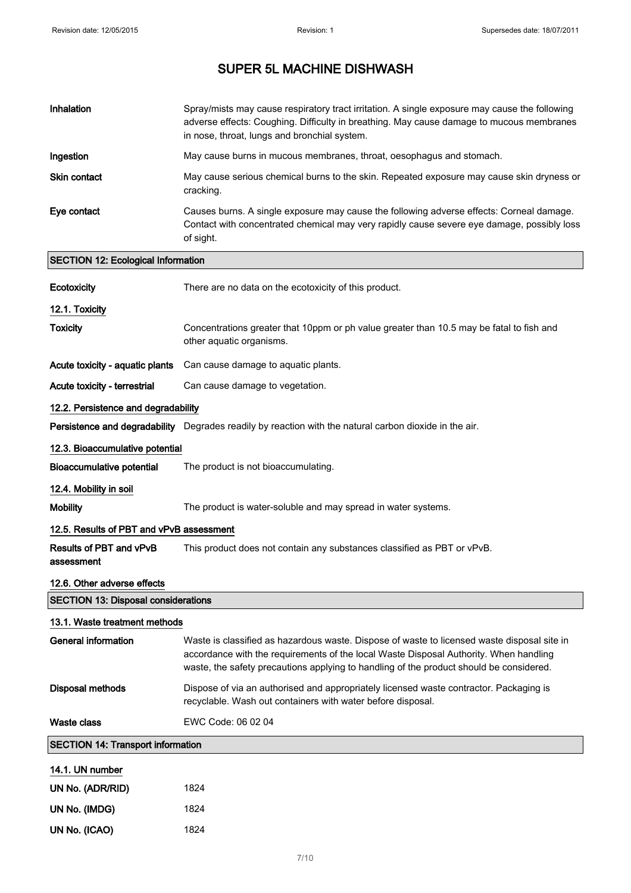# SUPER 5L MACHINE DISHWASH

| | |
|---|---|
| **Inhalation** | Spray/mists may cause respiratory tract irritation. A single exposure may cause the following adverse effects: Coughing. Difficulty in breathing. May cause damage to mucous membranes in nose, throat, lungs and bronchial system. |
| **Ingestion** | May cause burns in mucous membranes, throat, oesophagus and stomach. |
| **Skin contact** | May cause serious chemical burns to the skin. Repeated exposure may cause skin dryness or cracking. |
| **Eye contact** | Causes burns. A single exposure may cause the following adverse effects: Corneal damage. Contact with concentrated chemical may very rapidly cause severe eye damage, possibly loss of sight. |

## SECTION 12: Ecological Information

**Ecotoxicity** There are no data on the ecotoxicity of this product.

### 12.1. Toxicity

**Toxicity** Concentrations greater that 10ppm or ph value greater than 10.5 may be fatal to fish and other aquatic organisms.

**Acute toxicity - aquatic plants** Can cause damage to aquatic plants.

**Acute toxicity - terrestrial** Can cause damage to vegetation.

### 12.2. Persistence and degradability

**Persistence and degradability** Degrades readily by reaction with the natural carbon dioxide in the air.

### 12.3. Bioaccumulative potential

**Bioaccumulative potential** The product is not bioaccumulating.

### 12.4. Mobility in soil

**Mobility** The product is water-soluble and may spread in water systems.

### 12.5. Results of PBT and vPvB assessment

**Results of PBT and vPvB assessment** This product does not contain any substances classified as PBT or vPvB.

### 12.6. Other adverse effects

## SECTION 13: Disposal considerations

### 13.1. Waste treatment methods

**General information** Waste is classified as hazardous waste. Dispose of waste to licensed waste disposal site in accordance with the requirements of the local Waste Disposal Authority. When handling waste, the safety precautions applying to handling of the product should be considered.

**Disposal methods** Dispose of via an authorised and appropriately licensed waste contractor. Packaging is recyclable. Wash out containers with water before disposal.

**Waste class** EWC Code: 06 02 04

## SECTION 14: Transport information

### 14.1. UN number

| | |
|---|---|
| **UN No. (ADR/RID)** | 1824 |
| **UN No. (IMDG)** | 1824 |
| **UN No. (ICAO)** | 1824 |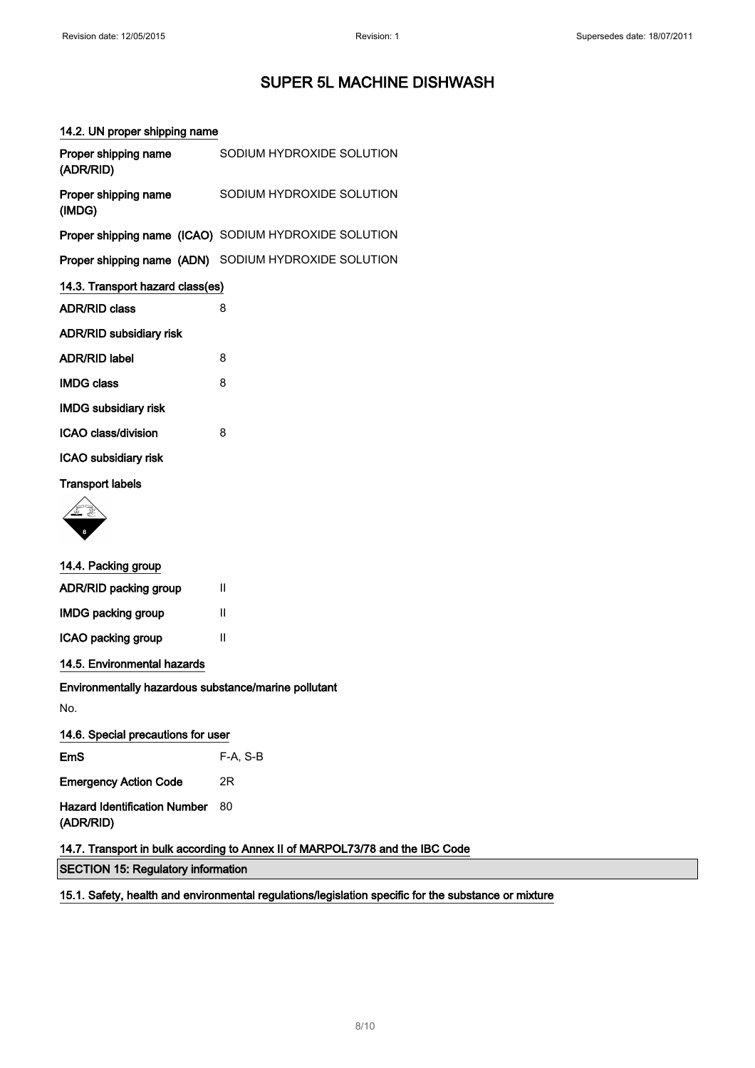# SUPER 5L MACHINE DISHWASH

### 14.2. UN proper shipping name

| | |
|---|---|
| **Proper shipping name (ADR/RID)** | SODIUM HYDROXIDE SOLUTION |
| **Proper shipping name (IMDG)** | SODIUM HYDROXIDE SOLUTION |
| **Proper shipping name (ICAO)** | SODIUM HYDROXIDE SOLUTION |
| **Proper shipping name (ADN)** | SODIUM HYDROXIDE SOLUTION |

### 14.3. Transport hazard class(es)

| | |
|---|---|
| **ADR/RID class** | 8 |
| **ADR/RID subsidiary risk** | |
| **ADR/RID label** | 8 |
| **IMDG class** | 8 |
| **IMDG subsidiary risk** | |
| **ICAO class/division** | 8 |
| **ICAO subsidiary risk** | |

**Transport labels**

### 14.4. Packing group

| | |
|---|---|
| **ADR/RID packing group** | II |
| **IMDG packing group** | II |
| **ICAO packing group** | II |

### 14.5. Environmental hazards

**Environmentally hazardous substance/marine pollutant**

No.

### 14.6. Special precautions for user

| | |
|---|---|
| **EmS** | F-A, S-B |
| **Emergency Action Code** | 2R |
| **Hazard Identification Number (ADR/RID)** | 80 |

### 14.7. Transport in bulk according to Annex II of MARPOL73/78 and the IBC Code

## SECTION 15: Regulatory information

### 15.1. Safety, health and environmental regulations/legislation specific for the substance or mixture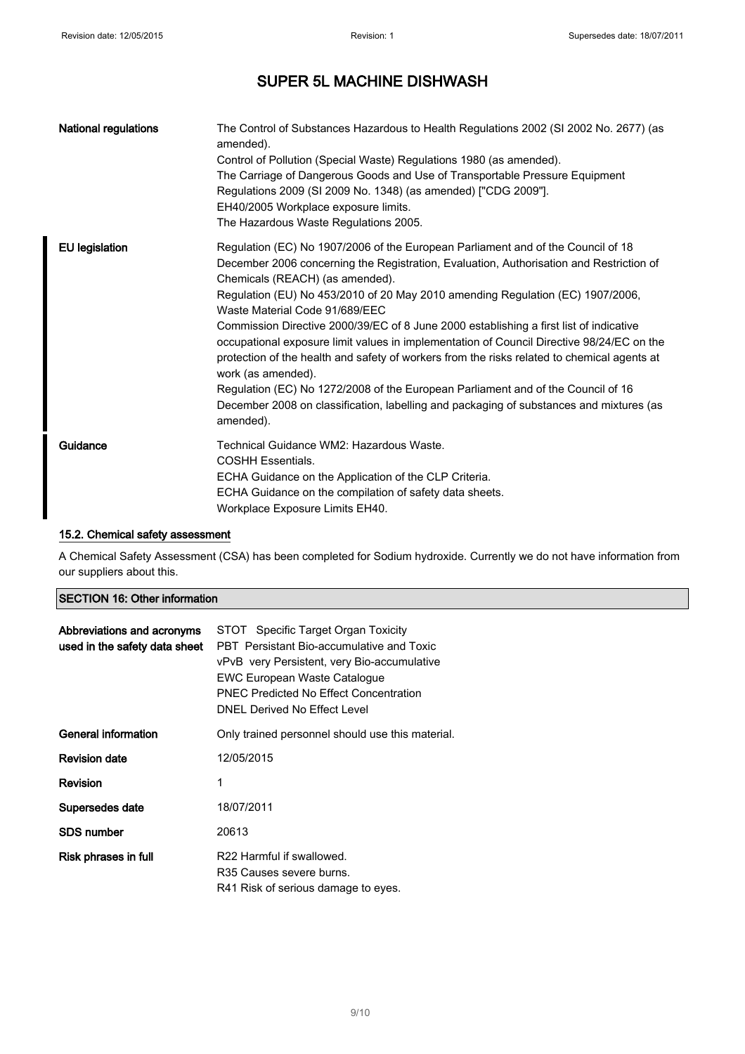| | |
|---|---|
| **National regulations** | The Control of Substances Hazardous to Health Regulations 2002 (SI 2002 No. 2677) (as amended).<br>Control of Pollution (Special Waste) Regulations 1980 (as amended).<br>The Carriage of Dangerous Goods and Use of Transportable Pressure Equipment Regulations 2009 (SI 2009 No. 1348) (as amended) ["CDG 2009"].<br>EH40/2005 Workplace exposure limits.<br>The Hazardous Waste Regulations 2005. |
| **EU legislation** | Regulation (EC) No 1907/2006 of the European Parliament and of the Council of 18 December 2006 concerning the Registration, Evaluation, Authorisation and Restriction of Chemicals (REACH) (as amended).<br>Regulation (EU) No 453/2010 of 20 May 2010 amending Regulation (EC) 1907/2006, Waste Material Code 91/689/EEC<br>Commission Directive 2000/39/EC of 8 June 2000 establishing a first list of indicative occupational exposure limit values in implementation of Council Directive 98/24/EC on the protection of the health and safety of workers from the risks related to chemical agents at work (as amended).<br>Regulation (EC) No 1272/2008 of the European Parliament and of the Council of 16 December 2008 on classification, labelling and packaging of substances and mixtures (as amended). |
| **Guidance** | Technical Guidance WM2: Hazardous Waste.<br>COSHH Essentials.<br>ECHA Guidance on the Application of the CLP Criteria.<br>ECHA Guidance on the compilation of safety data sheets.<br>Workplace Exposure Limits EH40. |

### 15.2. Chemical safety assessment

A Chemical Safety Assessment (CSA) has been completed for Sodium hydroxide. Currently we do not have information from our suppliers about this.

## SECTION 16: Other information

| | |
|---|---|
| **Abbreviations and acronyms used in the safety data sheet** | STOT Specific Target Organ Toxicity<br>PBT Persistant Bio-accumulative and Toxic<br>vPvB very Persistent, very Bio-accumulative<br>EWC European Waste Catalogue<br>PNEC Predicted No Effect Concentration<br>DNEL Derived No Effect Level |
| **General information** | Only trained personnel should use this material. |
| **Revision date** | 12/05/2015 |
| **Revision** | 1 |
| **Supersedes date** | 18/07/2011 |
| **SDS number** | 20613 |
| **Risk phrases in full** | R22 Harmful if swallowed.<br>R35 Causes severe burns.<br>R41 Risk of serious damage to eyes. |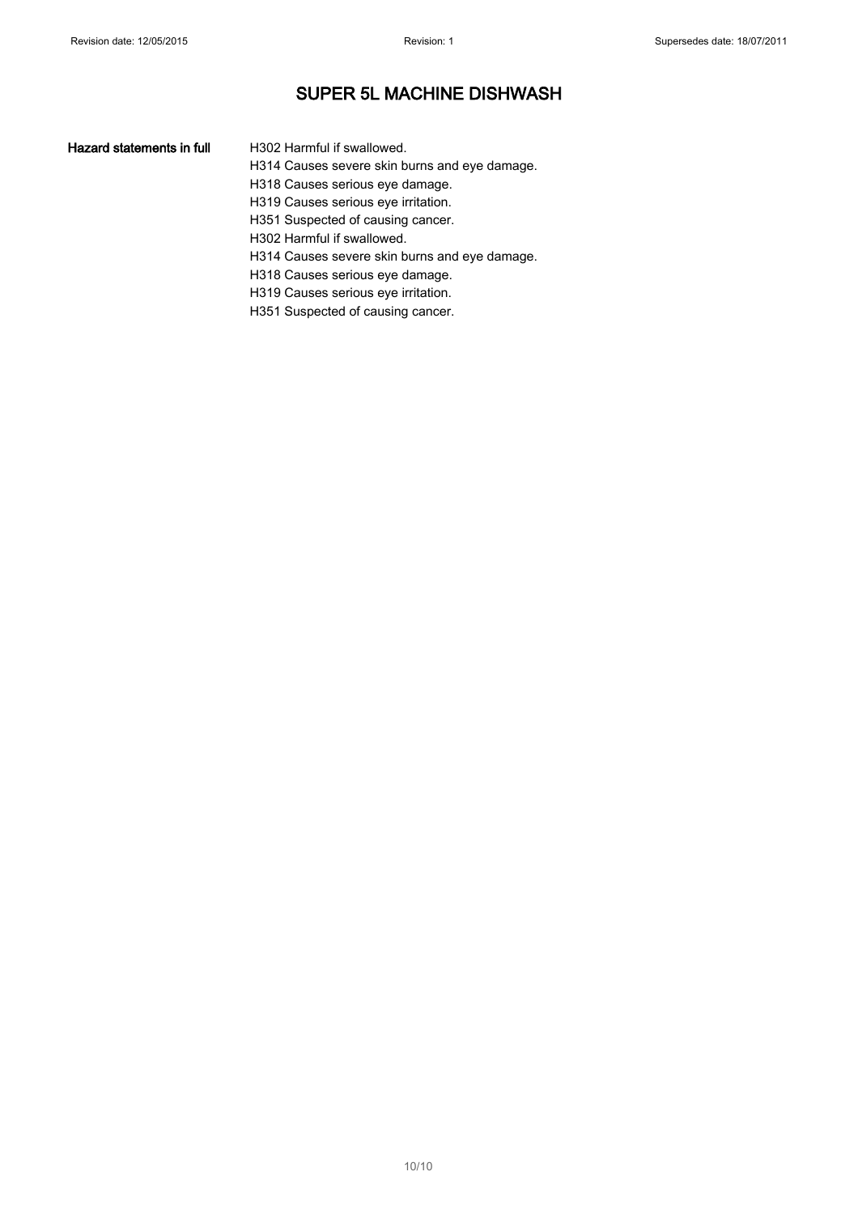# SUPER 5L MACHINE DISHWASH

**Hazard statements in full**

H302 Harmful if swallowed.
H314 Causes severe skin burns and eye damage.
H318 Causes serious eye damage.
H319 Causes serious eye irritation.
H351 Suspected of causing cancer.
H302 Harmful if swallowed.
H314 Causes severe skin burns and eye damage.
H318 Causes serious eye damage.
H319 Causes serious eye irritation.
H351 Suspected of causing cancer.